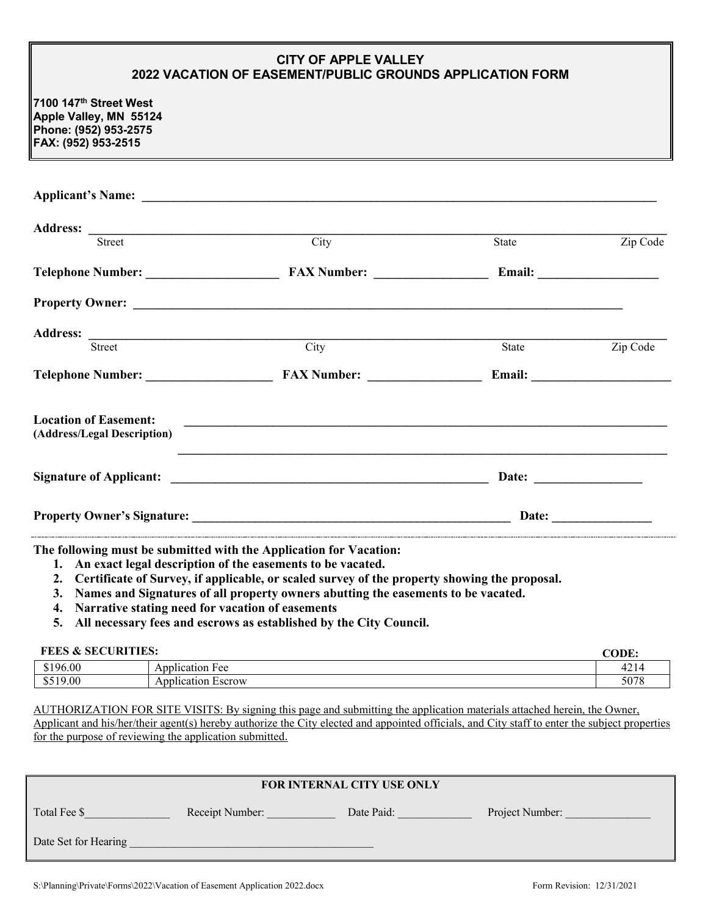# CITY OF APPLE VALLEY
## 2022 VACATION OF EASEMENT/PUBLIC GROUNDS APPLICATION FORM

**7100 147th Street West**
**Apple Valley, MN 55124**
**Phone: (952) 953-2575**
**FAX: (952) 953-2515**

**Applicant's Name:** ______________________________________________

**Address:** ______________________________________________
Street | City | State | Zip Code

**Telephone Number:** ____________ **FAX Number:** ____________ **Email:** ____________

**Property Owner:** ______________________________________________

**Address:** ______________________________________________
Street | City | State | Zip Code

**Telephone Number:** ____________ **FAX Number:** ____________ **Email:** ____________

**Location of Easement:**
**(Address/Legal Description)** ______________________________________________

______________________________________________

**Signature of Applicant:** ______________________________ **Date:** ____________

**Property Owner's Signature:** ______________________________ **Date:** ____________

---

**The following must be submitted with the Application for Vacation:**

1. **An exact legal description of the easements to be vacated.**
2. **Certificate of Survey, if applicable, or scaled survey of the property showing the proposal.**
3. **Names and Signatures of all property owners abutting the easements to be vacated.**
4. **Narrative stating need for vacation of easements**
5. **All necessary fees and escrows as established by the City Council.**

| FEES & SECURITIES: | | CODE: |
|---|---|---|
| \$196.00 | Application Fee | 4214 |
| \$519.00 | Application Escrow | 5078 |

<u>AUTHORIZATION FOR SITE VISITS: By signing this page and submitting the application materials attached herein, the Owner, Applicant and his/her/their agent(s) hereby authorize the City elected and appointed officials, and City staff to enter the subject properties for the purpose of reviewing the application submitted.</u>

**FOR INTERNAL CITY USE ONLY**

Total Fee $____________ Receipt Number: ____________ Date Paid: ____________ Project Number: ____________

Date Set for Hearing ______________________________________________

S:\Planning\Private\Forms\2022\Vacation of Easement Application 2022.docx    Form Revision: 12/31/2021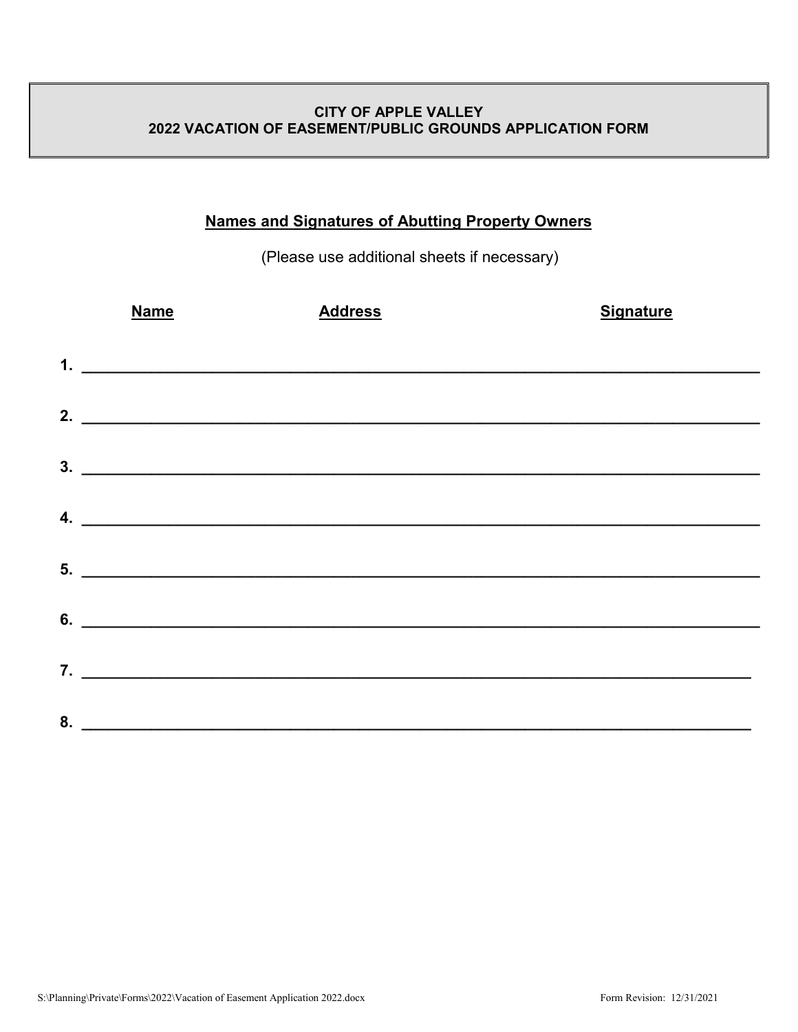**CITY OF APPLE VALLEY**
**2022 VACATION OF EASEMENT/PUBLIC GROUNDS APPLICATION FORM**

## Names and Signatures of Abutting Property Owners

(Please use additional sheets if necessary)

| | Name | Address | Signature |
|---|---|---|---|
| 1. | | | |
| 2. | | | |
| 3. | | | |
| 4. | | | |
| 5. | | | |
| 6. | | | |
| 7. | | | |
| 8. | | | |

S:\Planning\Private\Forms\2022\Vacation of Easement Application 2022.docx

Form Revision: 12/31/2021